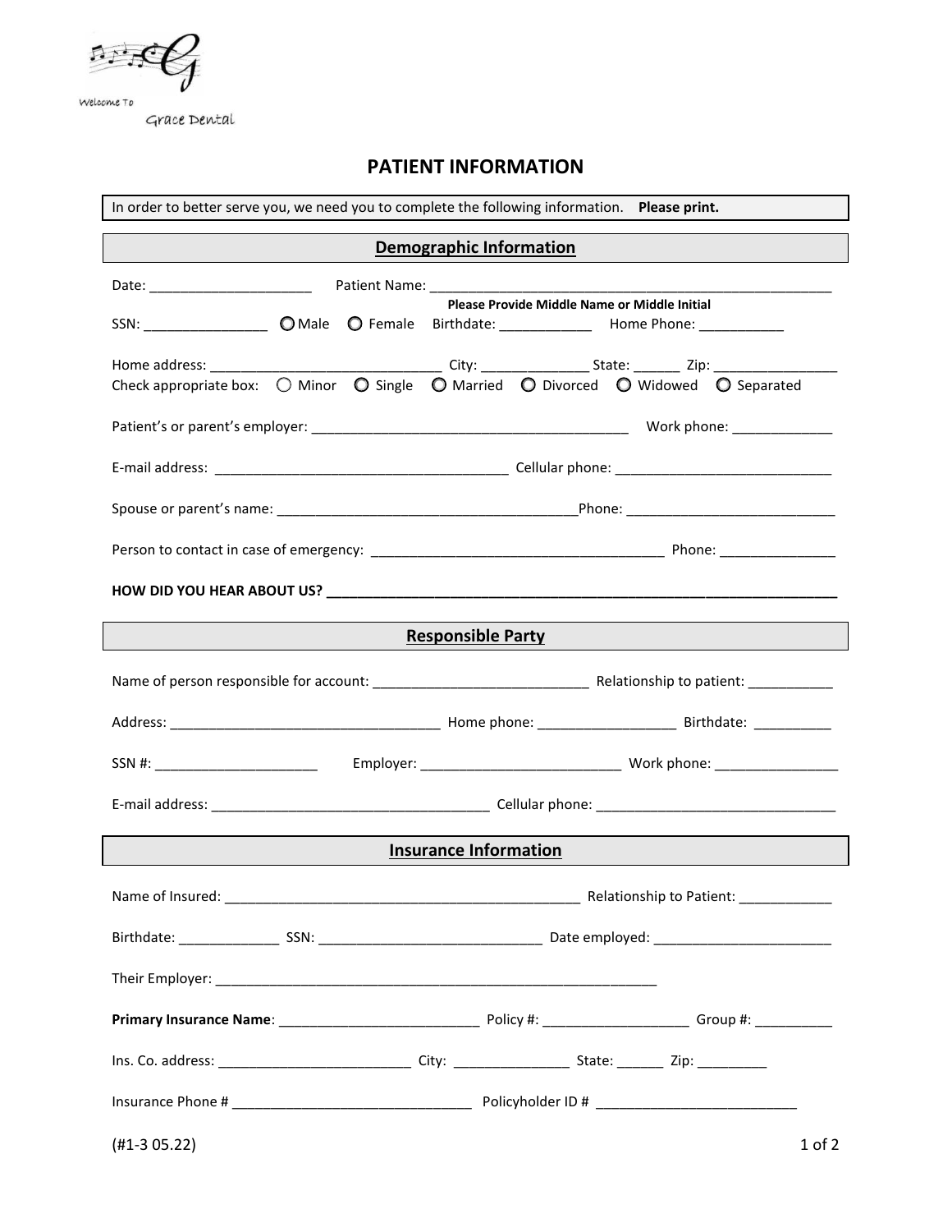Welcome To

Grace Dental

# PATIENT INFORMATION

In order to better serve you, we need you to complete the following information. **Please print.**

## Demographic Information

Date: ____________________ Patient Name: ____________________________________________________

**Please Provide Middle Name or Middle Initial**

SSN: ________________ ◯ Male ◯ Female Birthdate: ____________ Home Phone: ___________

Home address: ______________________________ City: ______________ State: ______ Zip: ________________

Check appropriate box: ◯ Minor ◯ Single ◯ Married ◯ Divorced ◯ Widowed ◯ Separated

Patient's or parent's employer: __________________________________________ Work phone: _____________

E-mail address: ______________________________________ Cellular phone: ____________________________

Spouse or parent's name: _______________________________________Phone: ___________________________

Person to contact in case of emergency: ______________________________________ Phone: _______________

**HOW DID YOU HEAR ABOUT US? ____________________________________________________________________**

## Responsible Party

Name of person responsible for account: ____________________________ Relationship to patient: ___________

Address: ___________________________________ Home phone: __________________ Birthdate: __________

SSN #: _____________________ Employer: __________________________ Work phone: ________________

E-mail address: ____________________________________ Cellular phone: _______________________________

## Insurance Information

Name of Insured: _______________________________________________ Relationship to Patient: ____________

Birthdate: _____________ SSN: _____________________________ Date employed: _______________________

Their Employer: ___________________________________________________________

**Primary Insurance Name**: __________________________ Policy #: ___________________ Group #: __________

Ins. Co. address: _________________________ City: _______________ State: ______ Zip: _________

Insurance Phone # _______________________________ Policyholder ID # __________________________

(#1-3 05.22)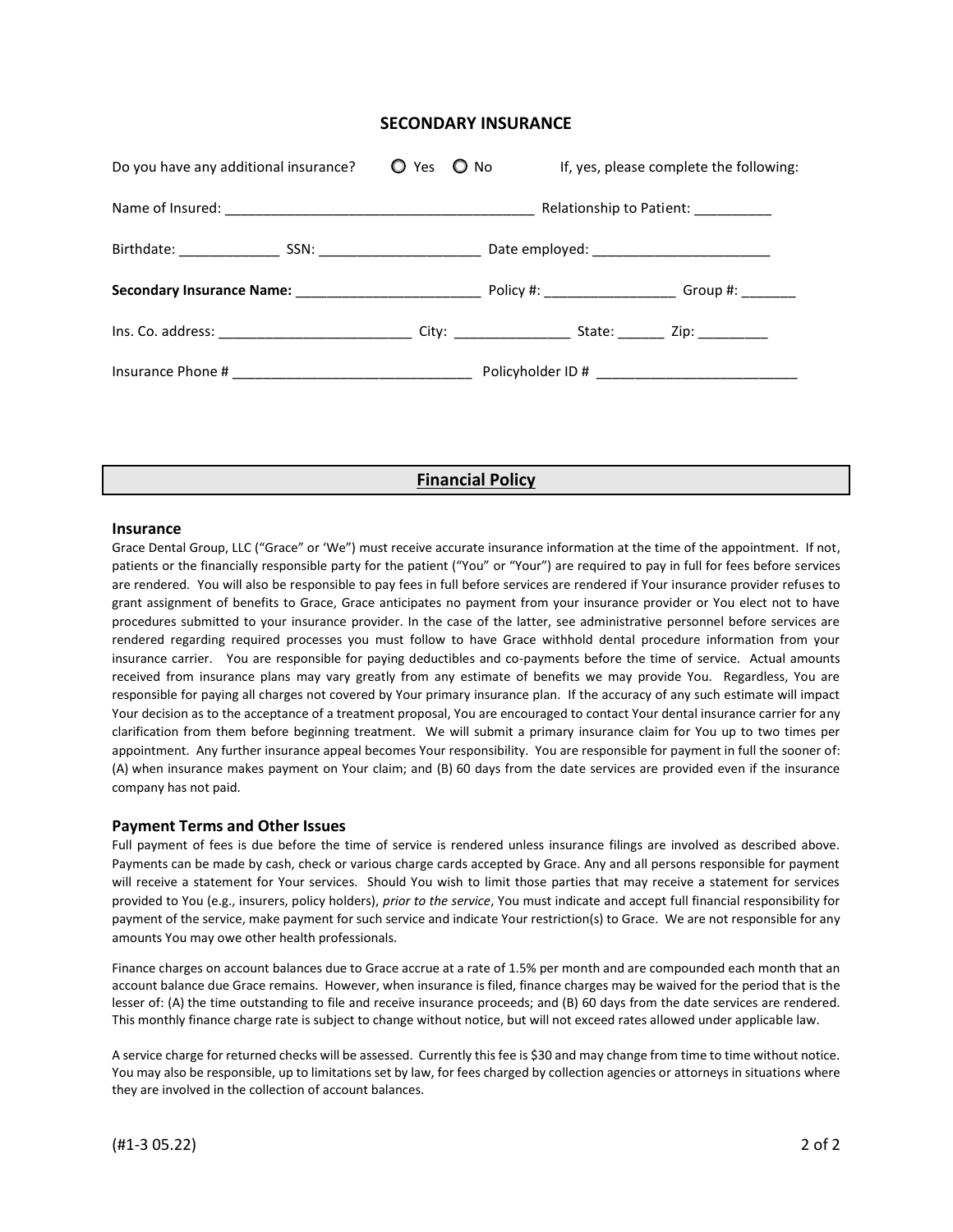## SECONDARY INSURANCE

Do you have any additional insurance? ○ Yes ○ No If, yes, please complete the following:

Name of Insured: ______________________________________ Relationship to Patient: __________

Birthdate: _____________ SSN: ____________________ Date employed: ______________________

**Secondary Insurance Name:** _______________________ Policy #: ________________ Group #: _______

Ins. Co. address: ________________________ City: ______________ State: ______ Zip: _________

Insurance Phone # _____________________________ Policyholder ID # _________________________

## Financial Policy

### Insurance

Grace Dental Group, LLC ("Grace" or 'We") must receive accurate insurance information at the time of the appointment. If not, patients or the financially responsible party for the patient ("You" or "Your") are required to pay in full for fees before services are rendered. You will also be responsible to pay fees in full before services are rendered if Your insurance provider refuses to grant assignment of benefits to Grace, Grace anticipates no payment from your insurance provider or You elect not to have procedures submitted to your insurance provider. In the case of the latter, see administrative personnel before services are rendered regarding required processes you must follow to have Grace withhold dental procedure information from your insurance carrier. You are responsible for paying deductibles and co-payments before the time of service. Actual amounts received from insurance plans may vary greatly from any estimate of benefits we may provide You. Regardless, You are responsible for paying all charges not covered by Your primary insurance plan. If the accuracy of any such estimate will impact Your decision as to the acceptance of a treatment proposal, You are encouraged to contact Your dental insurance carrier for any clarification from them before beginning treatment. We will submit a primary insurance claim for You up to two times per appointment. Any further insurance appeal becomes Your responsibility. You are responsible for payment in full the sooner of: (A) when insurance makes payment on Your claim; and (B) 60 days from the date services are provided even if the insurance company has not paid.

### Payment Terms and Other Issues

Full payment of fees is due before the time of service is rendered unless insurance filings are involved as described above. Payments can be made by cash, check or various charge cards accepted by Grace. Any and all persons responsible for payment will receive a statement for Your services. Should You wish to limit those parties that may receive a statement for services provided to You (e.g., insurers, policy holders), *prior to the service*, You must indicate and accept full financial responsibility for payment of the service, make payment for such service and indicate Your restriction(s) to Grace. We are not responsible for any amounts You may owe other health professionals.

Finance charges on account balances due to Grace accrue at a rate of 1.5% per month and are compounded each month that an account balance due Grace remains. However, when insurance is filed, finance charges may be waived for the period that is the lesser of: (A) the time outstanding to file and receive insurance proceeds; and (B) 60 days from the date services are rendered. This monthly finance charge rate is subject to change without notice, but will not exceed rates allowed under applicable law.

A service charge for returned checks will be assessed. Currently this fee is $30 and may change from time to time without notice. You may also be responsible, up to limitations set by law, for fees charged by collection agencies or attorneys in situations where they are involved in the collection of account balances.

(#1-3 05.22)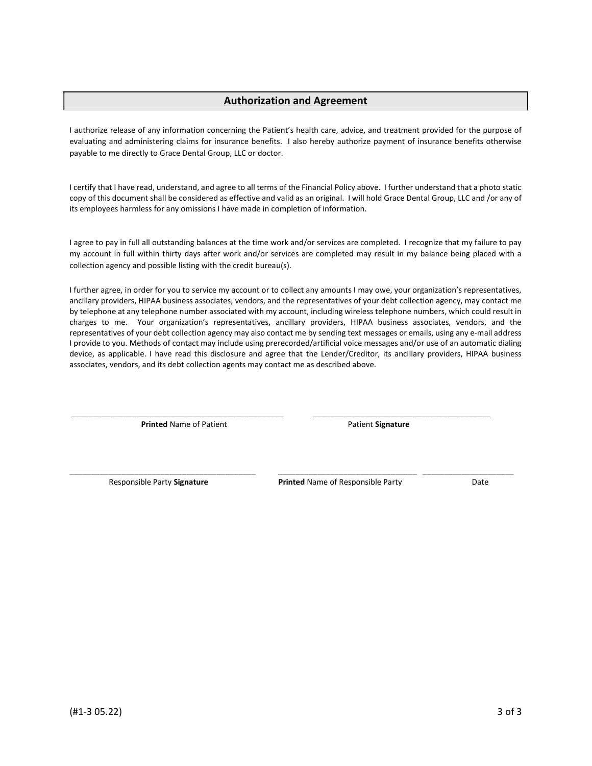## Authorization and Agreement

I authorize release of any information concerning the Patient's health care, advice, and treatment provided for the purpose of evaluating and administering claims for insurance benefits. I also hereby authorize payment of insurance benefits otherwise payable to me directly to Grace Dental Group, LLC or doctor.

I certify that I have read, understand, and agree to all terms of the Financial Policy above. I further understand that a photo static copy of this document shall be considered as effective and valid as an original. I will hold Grace Dental Group, LLC and /or any of its employees harmless for any omissions I have made in completion of information.

I agree to pay in full all outstanding balances at the time work and/or services are completed. I recognize that my failure to pay my account in full within thirty days after work and/or services are completed may result in my balance being placed with a collection agency and possible listing with the credit bureau(s).

I further agree, in order for you to service my account or to collect any amounts I may owe, your organization's representatives, ancillary providers, HIPAA business associates, vendors, and the representatives of your debt collection agency, may contact me by telephone at any telephone number associated with my account, including wireless telephone numbers, which could result in charges to me. Your organization's representatives, ancillary providers, HIPAA business associates, vendors, and the representatives of your debt collection agency may also contact me by sending text messages or emails, using any e-mail address I provide to you. Methods of contact may include using prerecorded/artificial voice messages and/or use of an automatic dialing device, as applicable. I have read this disclosure and agree that the Lender/Creditor, its ancillary providers, HIPAA business associates, vendors, and its debt collection agents may contact me as described above.

\_\_\_\_\_\_\_\_\_\_\_\_\_\_\_\_\_\_\_\_\_\_\_\_\_\_\_\_\_\_\_\_\_\_\_\_\_\_\_\_ &nbsp;&nbsp;&nbsp;&nbsp; \_\_\_\_\_\_\_\_\_\_\_\_\_\_\_\_\_\_\_\_\_\_\_\_\_\_\_\_\_\_\_\_\_\_\_\_\_\_\_\_

**Printed** Name of Patient &nbsp;&nbsp;&nbsp;&nbsp; Patient **Signature**

\_\_\_\_\_\_\_\_\_\_\_\_\_\_\_\_\_\_\_\_\_\_\_\_\_\_\_\_\_\_\_\_\_\_\_\_\_\_\_\_ &nbsp;&nbsp;&nbsp;&nbsp; \_\_\_\_\_\_\_\_\_\_\_\_\_\_\_\_\_\_\_\_\_\_\_\_\_\_\_\_\_\_\_\_ &nbsp;&nbsp;&nbsp;&nbsp; \_\_\_\_\_\_\_\_\_\_\_\_\_\_\_\_\_\_\_\_\_\_

Responsible Party **Signature** &nbsp;&nbsp;&nbsp;&nbsp; **Printed** Name of Responsible Party &nbsp;&nbsp;&nbsp;&nbsp; Date

(#1-3 05.22)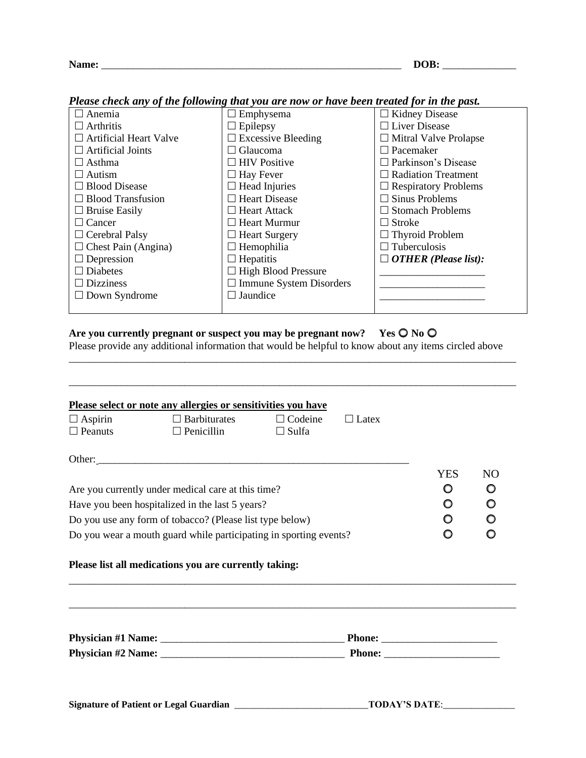**Name:** ___________________________________________________________ **DOB:** ______________

***Please check any of the following that you are now or have been treated for in the past.***

| | | |
|---|---|---|
| ☐ Anemia | ☐ Emphysema | ☐ Kidney Disease |
| ☐ Arthritis | ☐ Epilepsy | ☐ Liver Disease |
| ☐ Artificial Heart Valve | ☐ Excessive Bleeding | ☐ Mitral Valve Prolapse |
| ☐ Artificial Joints | ☐ Glaucoma | ☐ Pacemaker |
| ☐ Asthma | ☐ HIV Positive | ☐ Parkinson's Disease |
| ☐ Autism | ☐ Hay Fever | ☐ Radiation Treatment |
| ☐ Blood Disease | ☐ Head Injuries | ☐ Respiratory Problems |
| ☐ Blood Transfusion | ☐ Heart Disease | ☐ Sinus Problems |
| ☐ Bruise Easily | ☐ Heart Attack | ☐ Stomach Problems |
| ☐ Cancer | ☐ Heart Murmur | ☐ Stroke |
| ☐ Cerebral Palsy | ☐ Heart Surgery | ☐ Thyroid Problem |
| ☐ Chest Pain (Angina) | ☐ Hemophilia | ☐ Tuberculosis |
| ☐ Depression | ☐ Hepatitis | ☐ ***OTHER (Please list):*** |
| ☐ Diabetes | ☐ High Blood Pressure | ____________________ |
| ☐ Dizziness | ☐ Immune System Disorders | ____________________ |
| ☐ Down Syndrome | ☐ Jaundice | ____________________ |

**Are you currently pregnant or suspect you may be pregnant now? Yes ○ No ○**

Please provide any additional information that would be helpful to know about any items circled above

______________________________________________________________________________________

______________________________________________________________________________________

**Please select or note any allergies or sensitivities you have**

| | | | |
|---|---|---|---|
| ☐ Aspirin | ☐ Barbiturates | ☐ Codeine | ☐ Latex |
| ☐ Peanuts | ☐ Penicillin | ☐ Sulfa | |

Other:_____________________________________________________________

| | YES | NO |
|---|---|---|
| Are you currently under medical care at this time? | ○ | ○ |
| Have you been hospitalized in the last 5 years? | ○ | ○ |
| Do you use any form of tobacco? (Please list type below) | ○ | ○ |
| Do you wear a mouth guard while participating in sporting events? | ○ | ○ |

**Please list all medications you are currently taking:**

______________________________________________________________________________________

______________________________________________________________________________________

**Physician #1 Name:** ___________________________________ **Phone:** ______________________

**Physician #2 Name:** ___________________________________ **Phone:** ______________________

**Signature of Patient or Legal Guardian** ____________________________ **TODAY'S DATE**:_______________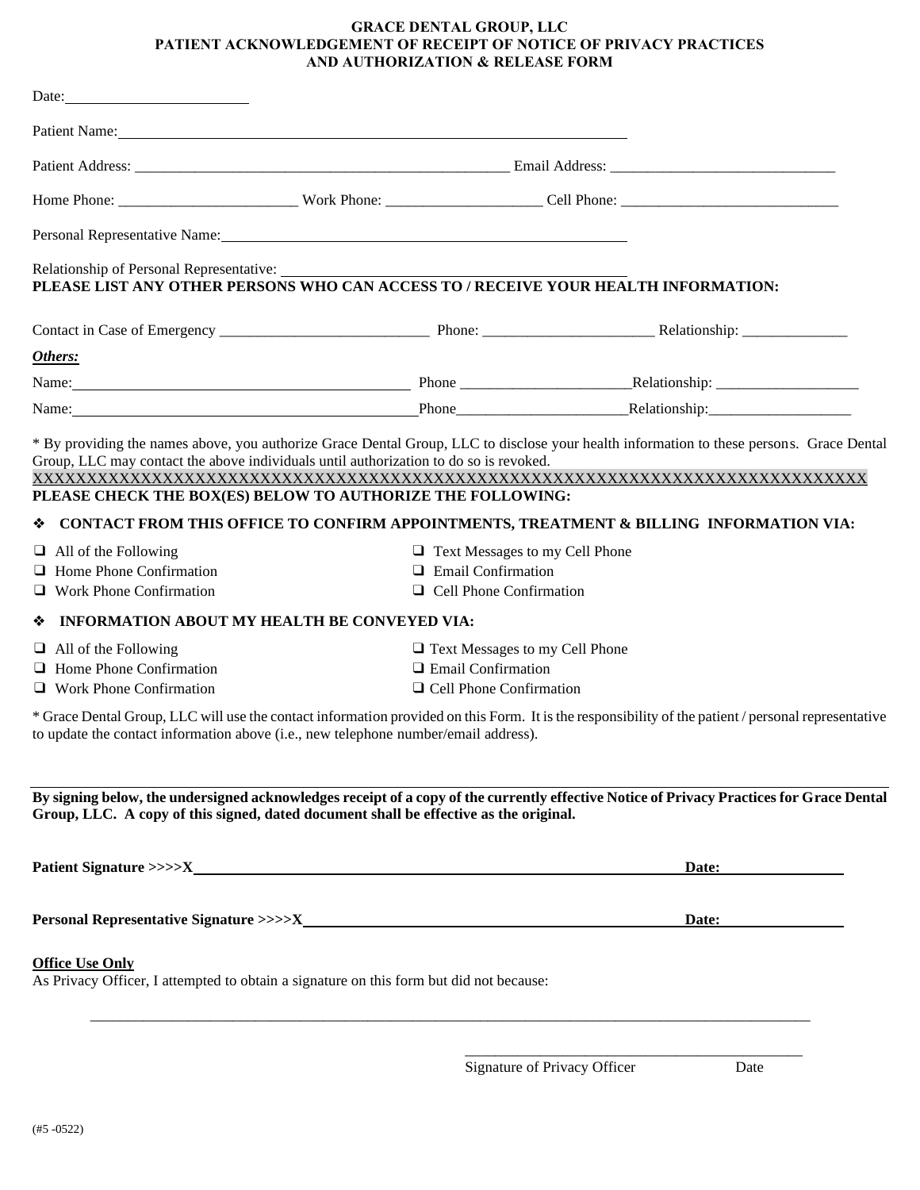**GRACE DENTAL GROUP, LLC**
**PATIENT ACKNOWLEDGEMENT OF RECEIPT OF NOTICE OF PRIVACY PRACTICES**
**AND AUTHORIZATION & RELEASE FORM**

Date: ______________________

Patient Name: ______________________________________________________________

Patient Address: ____________________________________________ Email Address: ____________________________

Home Phone: ______________________ Work Phone: ____________________ Cell Phone: ____________________________

Personal Representative Name: ________________________________________________

Relationship of Personal Representative: ________________________________________

**PLEASE LIST ANY OTHER PERSONS WHO CAN ACCESS TO / RECEIVE YOUR HEALTH INFORMATION:**

Contact in Case of Emergency ___________________________ Phone: ______________________ Relationship: ______________

***Others:***

Name: ____________________________________________ Phone ______________________ Relationship: ___________________

Name: ____________________________________________ Phone ______________________ Relationship: ___________________

* By providing the names above, you authorize Grace Dental Group, LLC to disclose your health information to these persons. Grace Dental Group, LLC may contact the above individuals until authorization to do so is revoked.

XXXXXXXXXXXXXXXXXXXXXXXXXXXXXXXXXXXXXXXXXXXXXXXXXXXXXXXXXXXXXXXXXXXXXXXXXXXXXXXX

**PLEASE CHECK THE BOX(ES) BELOW TO AUTHORIZE THE FOLLOWING:**

❖ **CONTACT FROM THIS OFFICE TO CONFIRM APPOINTMENTS, TREATMENT & BILLING INFORMATION VIA:**

- ❑ All of the Following
- ❑ Home Phone Confirmation
- ❑ Work Phone Confirmation
- ❑ Text Messages to my Cell Phone
- ❑ Email Confirmation
- ❑ Cell Phone Confirmation

❖ **INFORMATION ABOUT MY HEALTH BE CONVEYED VIA:**

- ❑ All of the Following
- ❑ Home Phone Confirmation
- ❑ Work Phone Confirmation
- ❑ Text Messages to my Cell Phone
- ❑ Email Confirmation
- ❑ Cell Phone Confirmation

* Grace Dental Group, LLC will use the contact information provided on this Form. It is the responsibility of the patient / personal representative to update the contact information above (i.e., new telephone number/email address).

**By signing below, the undersigned acknowledges receipt of a copy of the currently effective Notice of Privacy Practices for Grace Dental Group, LLC. A copy of this signed, dated document shall be effective as the original.**

**Patient Signature >>>>X** ____________________________________________ **Date:** ______________

**Personal Representative Signature >>>>X** __________________________________ **Date:** ______________

**Office Use Only**

As Privacy Officer, I attempted to obtain a signature on this form but did not because:

______________________________________________________________________________

______________________________________________

Signature of Privacy Officer Date

(#5 -0522)